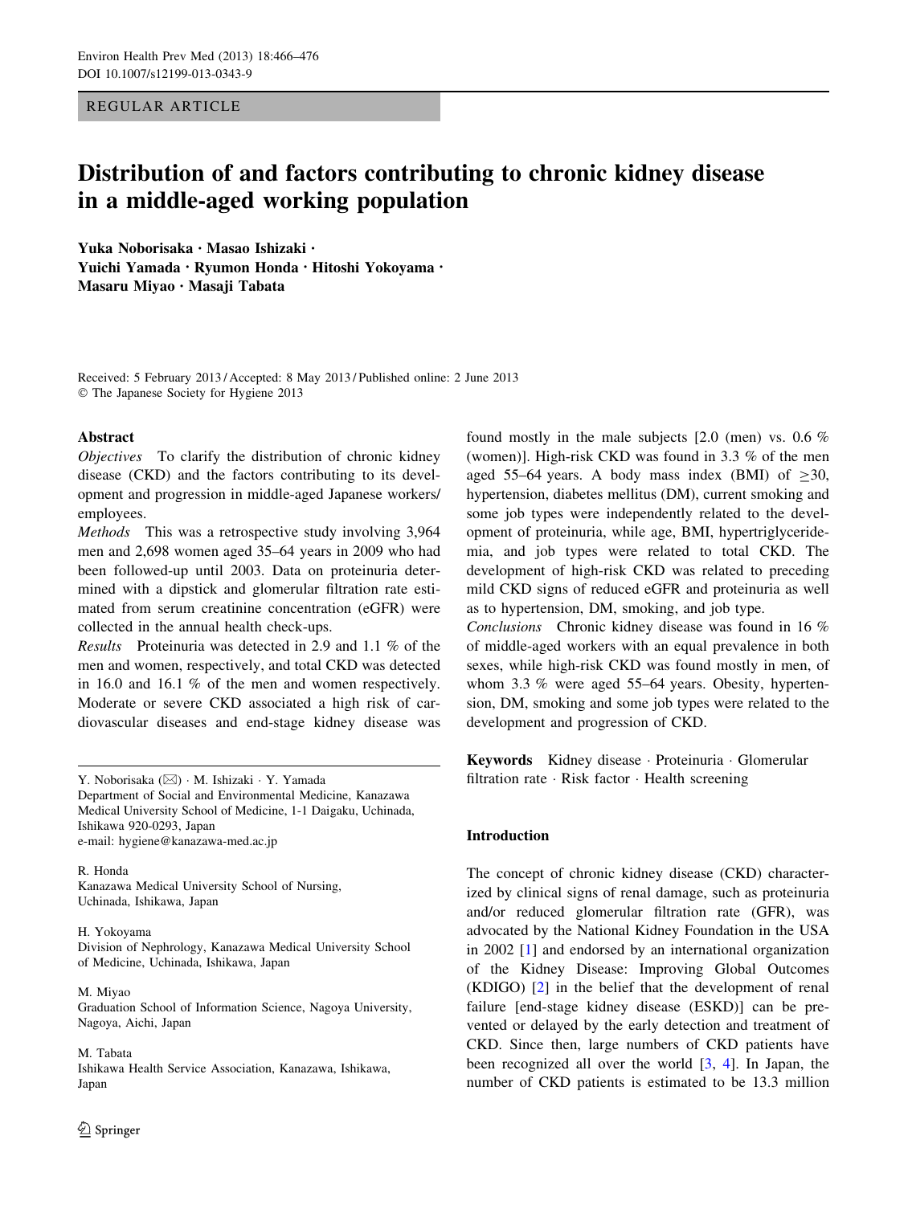REGULAR ARTICLE

# Distribution of and factors contributing to chronic kidney disease in a middle-aged working population

**Yuka Noborisaka · Masao Ishizaki · Yuichi Yamada · Ryumon Honda · Hitoshi Yokoyama · Masaru Miyao · Masaji Tabata**

Received: 5 February 2013 / Accepted: 8 May 2013 / Published online: 2 June 2013
© The Japanese Society for Hygiene 2013

## Abstract

*Objectives* To clarify the distribution of chronic kidney disease (CKD) and the factors contributing to its development and progression in middle-aged Japanese workers/employees.

*Methods* This was a retrospective study involving 3,964 men and 2,698 women aged 35–64 years in 2009 who had been followed-up until 2003. Data on proteinuria determined with a dipstick and glomerular filtration rate estimated from serum creatinine concentration (eGFR) were collected in the annual health check-ups.

*Results* Proteinuria was detected in 2.9 and 1.1 % of the men and women, respectively, and total CKD was detected in 16.0 and 16.1 % of the men and women respectively. Moderate or severe CKD associated a high risk of cardiovascular diseases and end-stage kidney disease was found mostly in the male subjects [2.0 (men) vs. 0.6 % (women)]. High-risk CKD was found in 3.3 % of the men aged 55–64 years. A body mass index (BMI) of ≥30, hypertension, diabetes mellitus (DM), current smoking and some job types were independently related to the development of proteinuria, while age, BMI, hypertriglyceridemia, and job types were related to total CKD. The development of high-risk CKD was related to preceding mild CKD signs of reduced eGFR and proteinuria as well as to hypertension, DM, smoking, and job type.

*Conclusions* Chronic kidney disease was found in 16 % of middle-aged workers with an equal prevalence in both sexes, while high-risk CKD was found mostly in men, of whom 3.3 % were aged 55–64 years. Obesity, hypertension, DM, smoking and some job types were related to the development and progression of CKD.

**Keywords** Kidney disease · Proteinuria · Glomerular filtration rate · Risk factor · Health screening

Y. Noborisaka (✉) · M. Ishizaki · Y. Yamada
Department of Social and Environmental Medicine, Kanazawa Medical University School of Medicine, 1-1 Daigaku, Uchinada, Ishikawa 920-0293, Japan
e-mail: hygiene@kanazawa-med.ac.jp

R. Honda
Kanazawa Medical University School of Nursing, Uchinada, Ishikawa, Japan

H. Yokoyama
Division of Nephrology, Kanazawa Medical University School of Medicine, Uchinada, Ishikawa, Japan

M. Miyao
Graduation School of Information Science, Nagoya University, Nagoya, Aichi, Japan

M. Tabata
Ishikawa Health Service Association, Kanazawa, Ishikawa, Japan

## Introduction

The concept of chronic kidney disease (CKD) characterized by clinical signs of renal damage, such as proteinuria and/or reduced glomerular filtration rate (GFR), was advocated by the National Kidney Foundation in the USA in 2002 [1] and endorsed by an international organization of the Kidney Disease: Improving Global Outcomes (KDIGO) [2] in the belief that the development of renal failure [end-stage kidney disease (ESKD)] can be prevented or delayed by the early detection and treatment of CKD. Since then, large numbers of CKD patients have been recognized all over the world [3, 4]. In Japan, the number of CKD patients is estimated to be 13.3 million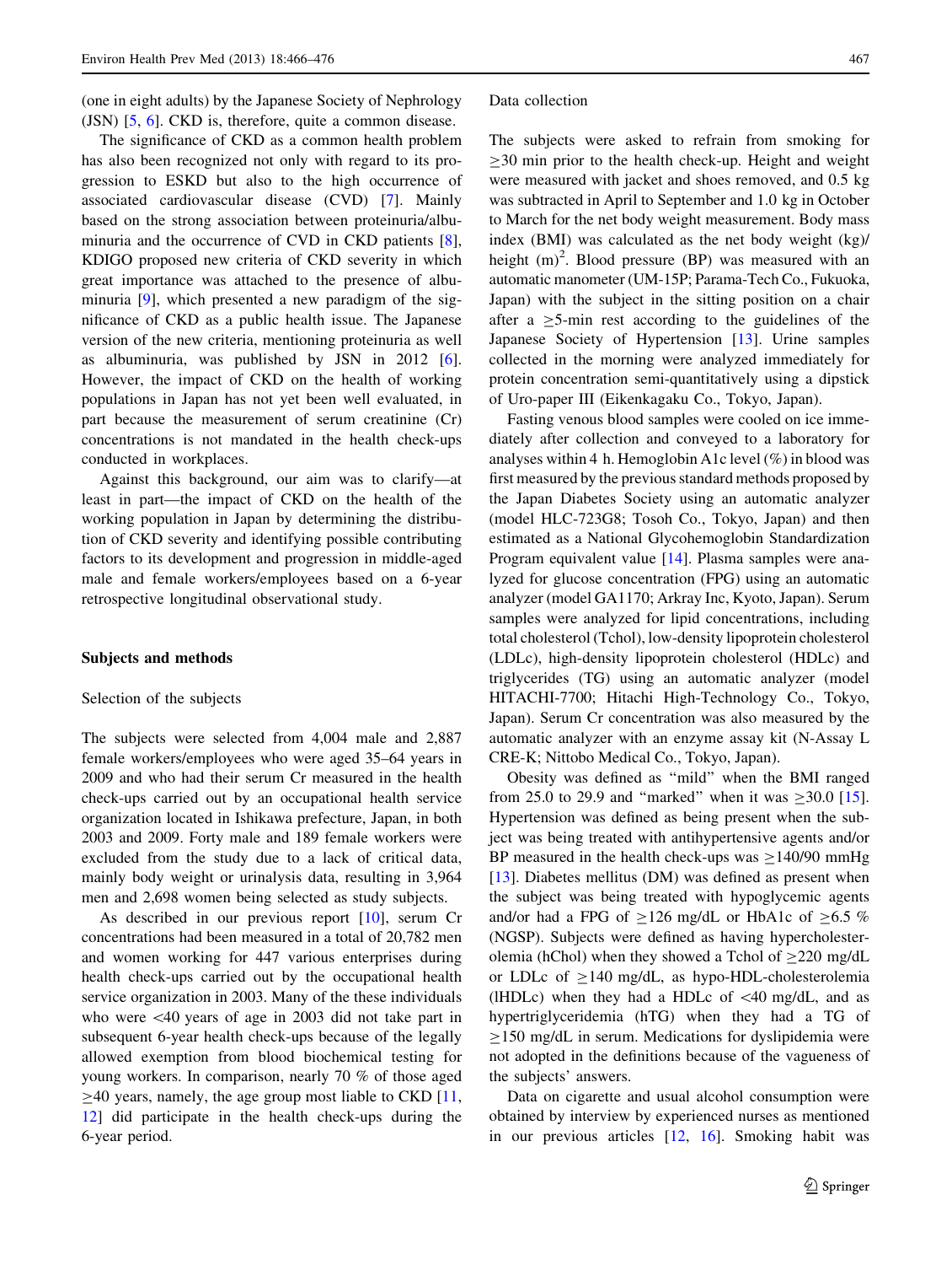(one in eight adults) by the Japanese Society of Nephrology (JSN) [5, 6]. CKD is, therefore, quite a common disease.

The significance of CKD as a common health problem has also been recognized not only with regard to its progression to ESKD but also to the high occurrence of associated cardiovascular disease (CVD) [7]. Mainly based on the strong association between proteinuria/albuminuria and the occurrence of CVD in CKD patients [8], KDIGO proposed new criteria of CKD severity in which great importance was attached to the presence of albuminuria [9], which presented a new paradigm of the significance of CKD as a public health issue. The Japanese version of the new criteria, mentioning proteinuria as well as albuminuria, was published by JSN in 2012 [6]. However, the impact of CKD on the health of working populations in Japan has not yet been well evaluated, in part because the measurement of serum creatinine (Cr) concentrations is not mandated in the health check-ups conducted in workplaces.

Against this background, our aim was to clarify—at least in part—the impact of CKD on the health of the working population in Japan by determining the distribution of CKD severity and identifying possible contributing factors to its development and progression in middle-aged male and female workers/employees based on a 6-year retrospective longitudinal observational study.

## Subjects and methods

### Selection of the subjects

The subjects were selected from 4,004 male and 2,887 female workers/employees who were aged 35–64 years in 2009 and who had their serum Cr measured in the health check-ups carried out by an occupational health service organization located in Ishikawa prefecture, Japan, in both 2003 and 2009. Forty male and 189 female workers were excluded from the study due to a lack of critical data, mainly body weight or urinalysis data, resulting in 3,964 men and 2,698 women being selected as study subjects.

As described in our previous report [10], serum Cr concentrations had been measured in a total of 20,782 men and women working for 447 various enterprises during health check-ups carried out by the occupational health service organization in 2003. Many of the these individuals who were <40 years of age in 2003 did not take part in subsequent 6-year health check-ups because of the legally allowed exemption from blood biochemical testing for young workers. In comparison, nearly 70 % of those aged ≥40 years, namely, the age group most liable to CKD [11, 12] did participate in the health check-ups during the 6-year period.

### Data collection

The subjects were asked to refrain from smoking for ≥30 min prior to the health check-up. Height and weight were measured with jacket and shoes removed, and 0.5 kg was subtracted in April to September and 1.0 kg in October to March for the net body weight measurement. Body mass index (BMI) was calculated as the net body weight (kg)/height $(m)^2$. Blood pressure (BP) was measured with an automatic manometer (UM-15P; Parama-Tech Co., Fukuoka, Japan) with the subject in the sitting position on a chair after a ≥5-min rest according to the guidelines of the Japanese Society of Hypertension [13]. Urine samples collected in the morning were analyzed immediately for protein concentration semi-quantitatively using a dipstick of Uro-paper III (Eikenkagaku Co., Tokyo, Japan).

Fasting venous blood samples were cooled on ice immediately after collection and conveyed to a laboratory for analyses within 4 h. Hemoglobin A1c level (%) in blood was first measured by the previous standard methods proposed by the Japan Diabetes Society using an automatic analyzer (model HLC-723G8; Tosoh Co., Tokyo, Japan) and then estimated as a National Glycohemoglobin Standardization Program equivalent value [14]. Plasma samples were analyzed for glucose concentration (FPG) using an automatic analyzer (model GA1170; Arkray Inc, Kyoto, Japan). Serum samples were analyzed for lipid concentrations, including total cholesterol (Tchol), low-density lipoprotein cholesterol (LDLc), high-density lipoprotein cholesterol (HDLc) and triglycerides (TG) using an automatic analyzer (model HITACHI-7700; Hitachi High-Technology Co., Tokyo, Japan). Serum Cr concentration was also measured by the automatic analyzer with an enzyme assay kit (N-Assay L CRE-K; Nittobo Medical Co., Tokyo, Japan).

Obesity was defined as "mild" when the BMI ranged from 25.0 to 29.9 and "marked" when it was ≥30.0 [15]. Hypertension was defined as being present when the subject was being treated with antihypertensive agents and/or BP measured in the health check-ups was ≥140/90 mmHg [13]. Diabetes mellitus (DM) was defined as present when the subject was being treated with hypoglycemic agents and/or had a FPG of ≥126 mg/dL or HbA1c of ≥6.5 % (NGSP). Subjects were defined as having hypercholesterolemia (hChol) when they showed a Tchol of ≥220 mg/dL or LDLc of ≥140 mg/dL, as hypo-HDL-cholesterolemia (lHDLc) when they had a HDLc of <40 mg/dL, and as hypertriglyceridemia (hTG) when they had a TG of ≥150 mg/dL in serum. Medications for dyslipidemia were not adopted in the definitions because of the vagueness of the subjects' answers.

Data on cigarette and usual alcohol consumption were obtained by interview by experienced nurses as mentioned in our previous articles [12, 16]. Smoking habit was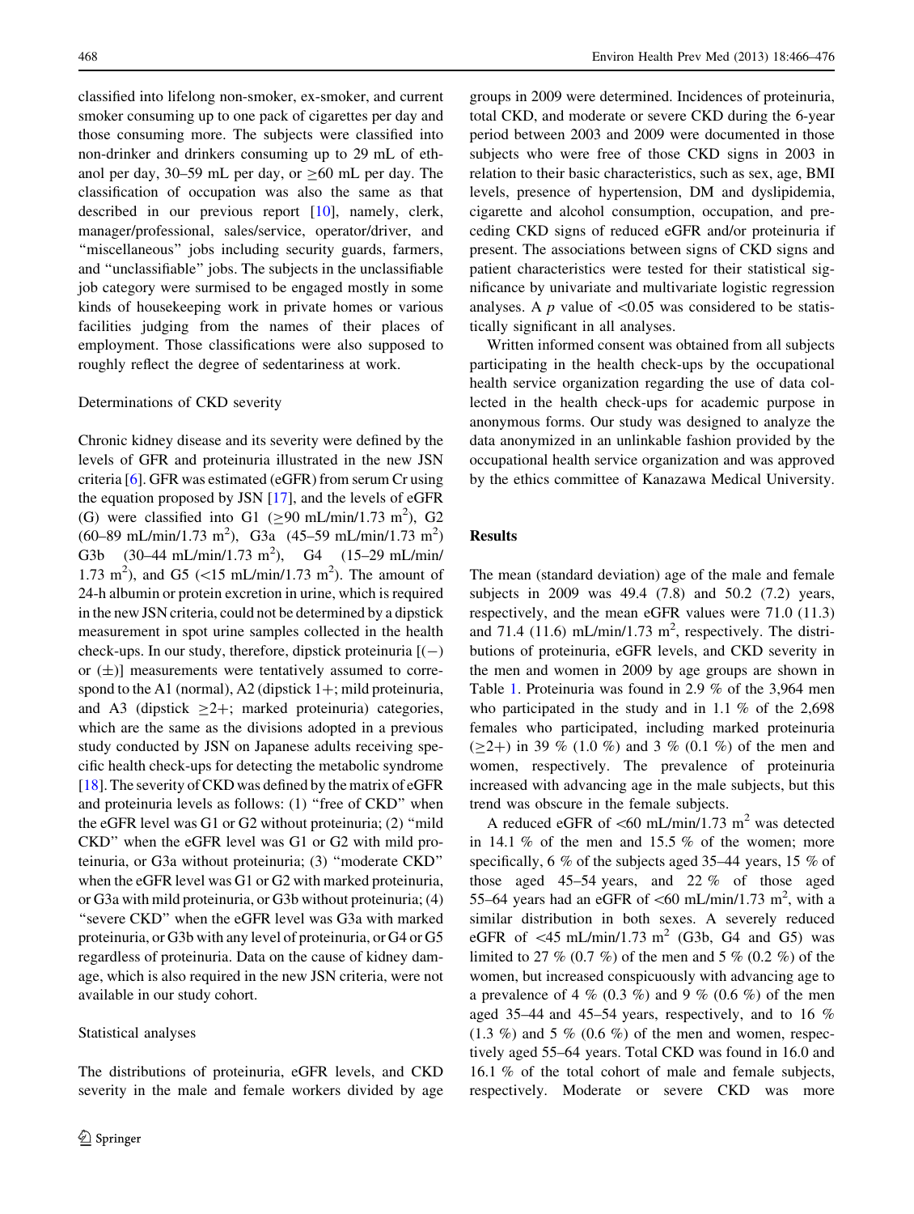classified into lifelong non-smoker, ex-smoker, and current smoker consuming up to one pack of cigarettes per day and those consuming more. The subjects were classified into non-drinker and drinkers consuming up to 29 mL of ethanol per day, 30–59 mL per day, or ≥60 mL per day. The classification of occupation was also the same as that described in our previous report [10], namely, clerk, manager/professional, sales/service, operator/driver, and "miscellaneous" jobs including security guards, farmers, and "unclassifiable" jobs. The subjects in the unclassifiable job category were surmised to be engaged mostly in some kinds of housekeeping work in private homes or various facilities judging from the names of their places of employment. Those classifications were also supposed to roughly reflect the degree of sedentariness at work.

### Determinations of CKD severity

Chronic kidney disease and its severity were defined by the levels of GFR and proteinuria illustrated in the new JSN criteria [6]. GFR was estimated (eGFR) from serum Cr using the equation proposed by JSN [17], and the levels of eGFR (G) were classified into G1 (≥90 mL/min/1.73 $m^2$), G2 (60–89 mL/min/1.73 $m^2$), G3a (45–59 mL/min/1.73 $m^2$) G3b (30–44 mL/min/1.73 $m^2$), G4 (15–29 mL/min/1.73 $m^2$), and G5 (<15 mL/min/1.73 $m^2$). The amount of 24-h albumin or protein excretion in urine, which is required in the new JSN criteria, could not be determined by a dipstick measurement in spot urine samples collected in the health check-ups. In our study, therefore, dipstick proteinuria [(−) or (±)] measurements were tentatively assumed to correspond to the A1 (normal), A2 (dipstick 1+; mild proteinuria, and A3 (dipstick ≥2+; marked proteinuria) categories, which are the same as the divisions adopted in a previous study conducted by JSN on Japanese adults receiving specific health check-ups for detecting the metabolic syndrome [18]. The severity of CKD was defined by the matrix of eGFR and proteinuria levels as follows: (1) "free of CKD" when the eGFR level was G1 or G2 without proteinuria; (2) "mild CKD" when the eGFR level was G1 or G2 with mild proteinuria, or G3a without proteinuria; (3) "moderate CKD" when the eGFR level was G1 or G2 with marked proteinuria, or G3a with mild proteinuria, or G3b without proteinuria; (4) "severe CKD" when the eGFR level was G3a with marked proteinuria, or G3b with any level of proteinuria, or G4 or G5 regardless of proteinuria. Data on the cause of kidney damage, which is also required in the new JSN criteria, were not available in our study cohort.

### Statistical analyses

The distributions of proteinuria, eGFR levels, and CKD severity in the male and female workers divided by age groups in 2009 were determined. Incidences of proteinuria, total CKD, and moderate or severe CKD during the 6-year period between 2003 and 2009 were documented in those subjects who were free of those CKD signs in 2003 in relation to their basic characteristics, such as sex, age, BMI levels, presence of hypertension, DM and dyslipidemia, cigarette and alcohol consumption, occupation, and preceding CKD signs of reduced eGFR and/or proteinuria if present. The associations between signs of CKD signs and patient characteristics were tested for their statistical significance by univariate and multivariate logistic regression analyses. A $p$ value of <0.05 was considered to be statistically significant in all analyses.

Written informed consent was obtained from all subjects participating in the health check-ups by the occupational health service organization regarding the use of data collected in the health check-ups for academic purpose in anonymous forms. Our study was designed to analyze the data anonymized in an unlinkable fashion provided by the occupational health service organization and was approved by the ethics committee of Kanazawa Medical University.

## Results

The mean (standard deviation) age of the male and female subjects in 2009 was 49.4 (7.8) and 50.2 (7.2) years, respectively, and the mean eGFR values were 71.0 (11.3) and 71.4 (11.6) mL/min/1.73 $m^2$, respectively. The distributions of proteinuria, eGFR levels, and CKD severity in the men and women in 2009 by age groups are shown in Table 1. Proteinuria was found in 2.9 % of the 3,964 men who participated in the study and in 1.1 % of the 2,698 females who participated, including marked proteinuria (≥2+) in 39 % (1.0 %) and 3 % (0.1 %) of the men and women, respectively. The prevalence of proteinuria increased with advancing age in the male subjects, but this trend was obscure in the female subjects.

A reduced eGFR of <60 mL/min/1.73 $m^2$ was detected in 14.1 % of the men and 15.5 % of the women; more specifically, 6 % of the subjects aged 35–44 years, 15 % of those aged 45–54 years, and 22 % of those aged 55–64 years had an eGFR of <60 mL/min/1.73 $m^2$, with a similar distribution in both sexes. A severely reduced eGFR of <45 mL/min/1.73 $m^2$ (G3b, G4 and G5) was limited to 27 % (0.7 %) of the men and 5 % (0.2 %) of the women, but increased conspicuously with advancing age to a prevalence of 4 % (0.3 %) and 9 % (0.6 %) of the men aged 35–44 and 45–54 years, respectively, and to 16 % (1.3 %) and 5 % (0.6 %) of the men and women, respectively aged 55–64 years. Total CKD was found in 16.0 and 16.1 % of the total cohort of male and female subjects, respectively. Moderate or severe CKD was more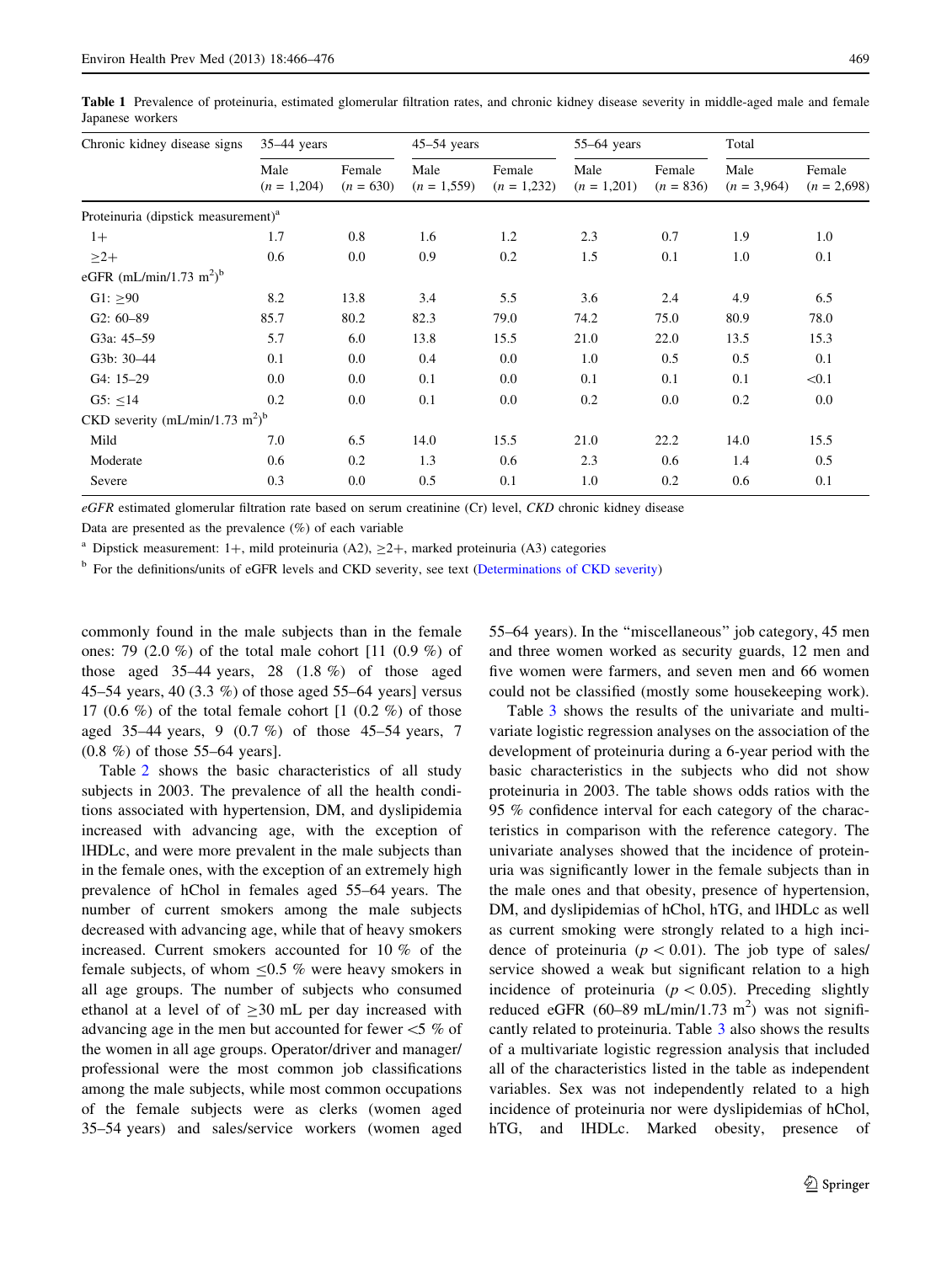**Table 1** Prevalence of proteinuria, estimated glomerular filtration rates, and chronic kidney disease severity in middle-aged male and female Japanese workers

| Chronic kidney disease signs | 35–44 years | | 45–54 years | | 55–64 years | | Total | |
|---|---|---|---|---|---|---|---|---|
| | Male ($n$ = 1,204) | Female ($n$ = 630) | Male ($n$ = 1,559) | Female ($n$ = 1,232) | Male ($n$ = 1,201) | Female ($n$ = 836) | Male ($n$ = 3,964) | Female ($n$ = 2,698) |
| Proteinuria (dipstick measurement)[a] | | | | | | | | |
| 1+ | 1.7 | 0.8 | 1.6 | 1.2 | 2.3 | 0.7 | 1.9 | 1.0 |
| ≥2+ | 0.6 | 0.0 | 0.9 | 0.2 | 1.5 | 0.1 | 1.0 | 0.1 |
| eGFR (mL/min/1.73 $m^2$)[b] | | | | | | | | |
| G1: ≥90 | 8.2 | 13.8 | 3.4 | 5.5 | 3.6 | 2.4 | 4.9 | 6.5 |
| G2: 60–89 | 85.7 | 80.2 | 82.3 | 79.0 | 74.2 | 75.0 | 80.9 | 78.0 |
| G3a: 45–59 | 5.7 | 6.0 | 13.8 | 15.5 | 21.0 | 22.0 | 13.5 | 15.3 |
| G3b: 30–44 | 0.1 | 0.0 | 0.4 | 0.0 | 1.0 | 0.5 | 0.5 | 0.1 |
| G4: 15–29 | 0.0 | 0.0 | 0.1 | 0.0 | 0.1 | 0.1 | 0.1 | <0.1 |
| G5: ≤14 | 0.2 | 0.0 | 0.1 | 0.0 | 0.2 | 0.0 | 0.2 | 0.0 |
| CKD severity (mL/min/1.73 $m^2$)[b] | | | | | | | | |
| Mild | 7.0 | 6.5 | 14.0 | 15.5 | 21.0 | 22.2 | 14.0 | 15.5 |
| Moderate | 0.6 | 0.2 | 1.3 | 0.6 | 2.3 | 0.6 | 1.4 | 0.5 |
| Severe | 0.3 | 0.0 | 0.5 | 0.1 | 1.0 | 0.2 | 0.6 | 0.1 |

*eGFR* estimated glomerular filtration rate based on serum creatinine (Cr) level, *CKD* chronic kidney disease

Data are presented as the prevalence (%) of each variable

[a] Dipstick measurement: 1+, mild proteinuria (A2), ≥2+, marked proteinuria (A3) categories

[b] For the definitions/units of eGFR levels and CKD severity, see text (Determinations of CKD severity)

commonly found in the male subjects than in the female ones: 79 (2.0 %) of the total male cohort [11 (0.9 %) of those aged 35–44 years, 28 (1.8 %) of those aged 45–54 years, 40 (3.3 %) of those aged 55–64 years] versus 17 (0.6 %) of the total female cohort [1 (0.2 %) of those aged 35–44 years, 9 (0.7 %) of those 45–54 years, 7 (0.8 %) of those 55–64 years].

Table 2 shows the basic characteristics of all study subjects in 2003. The prevalence of all the health conditions associated with hypertension, DM, and dyslipidemia increased with advancing age, with the exception of lHDLc, and were more prevalent in the male subjects than in the female ones, with the exception of an extremely high prevalence of hChol in females aged 55–64 years. The number of current smokers among the male subjects decreased with advancing age, while that of heavy smokers increased. Current smokers accounted for 10 % of the female subjects, of whom ≤0.5 % were heavy smokers in all age groups. The number of subjects who consumed ethanol at a level of of ≥30 mL per day increased with advancing age in the men but accounted for fewer <5 % of the women in all age groups. Operator/driver and manager/professional were the most common job classifications among the male subjects, while most common occupations of the female subjects were as clerks (women aged 35–54 years) and sales/service workers (women aged 55–64 years). In the "miscellaneous" job category, 45 men and three women worked as security guards, 12 men and five women were farmers, and seven men and 66 women could not be classified (mostly some housekeeping work).

Table 3 shows the results of the univariate and multivariate logistic regression analyses on the association of the development of proteinuria during a 6-year period with the basic characteristics in the subjects who did not show proteinuria in 2003. The table shows odds ratios with the 95 % confidence interval for each category of the characteristics in comparison with the reference category. The univariate analyses showed that the incidence of proteinuria was significantly lower in the female subjects than in the male ones and that obesity, presence of hypertension, DM, and dyslipidemias of hChol, hTG, and lHDLc as well as current smoking were strongly related to a high incidence of proteinuria ($p < 0.01$). The job type of sales/service showed a weak but significant relation to a high incidence of proteinuria ($p < 0.05$). Preceding slightly reduced eGFR (60–89 mL/min/1.73 $m^2$) was not significantly related to proteinuria. Table 3 also shows the results of a multivariate logistic regression analysis that included all of the characteristics listed in the table as independent variables. Sex was not independently related to a high incidence of proteinuria nor were dyslipidemias of hChol, hTG, and lHDLc. Marked obesity, presence of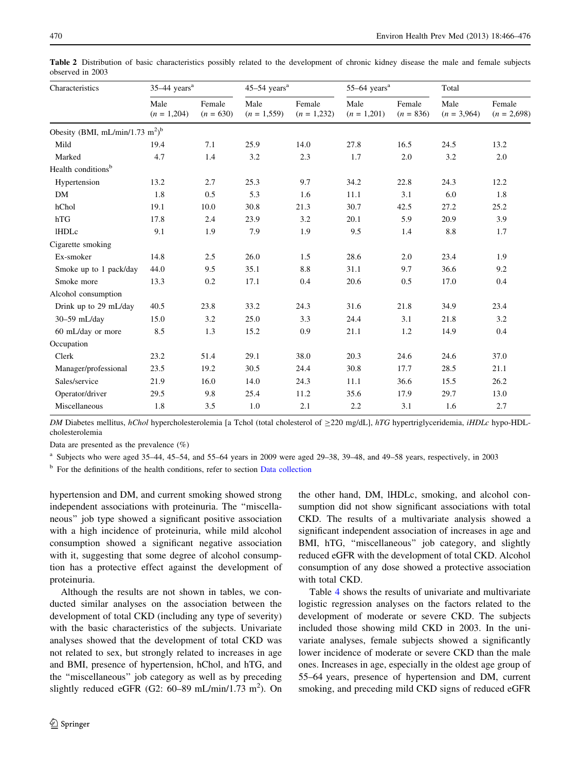**Table 2** Distribution of basic characteristics possibly related to the development of chronic kidney disease the male and female subjects observed in 2003

| Characteristics | 35–44 years[a] | | 45–54 years[a] | | 55–64 years[a] | | Total | |
|---|---|---|---|---|---|---|---|---|
| | Male ($n$ = 1,204) | Female ($n$ = 630) | Male ($n$ = 1,559) | Female ($n$ = 1,232) | Male ($n$ = 1,201) | Female ($n$ = 836) | Male ($n$ = 3,964) | Female ($n$ = 2,698) |
| Obesity (BMI, mL/min/1.73 $m^2$)[b] | | | | | | | | |
| Mild | 19.4 | 7.1 | 25.9 | 14.0 | 27.8 | 16.5 | 24.5 | 13.2 |
| Marked | 4.7 | 1.4 | 3.2 | 2.3 | 1.7 | 2.0 | 3.2 | 2.0 |
| Health conditions[b] | | | | | | | | |
| Hypertension | 13.2 | 2.7 | 25.3 | 9.7 | 34.2 | 22.8 | 24.3 | 12.2 |
| DM | 1.8 | 0.5 | 5.3 | 1.6 | 11.1 | 3.1 | 6.0 | 1.8 |
| hChol | 19.1 | 10.0 | 30.8 | 21.3 | 30.7 | 42.5 | 27.2 | 25.2 |
| hTG | 17.8 | 2.4 | 23.9 | 3.2 | 20.1 | 5.9 | 20.9 | 3.9 |
| lHDLc | 9.1 | 1.9 | 7.9 | 1.9 | 9.5 | 1.4 | 8.8 | 1.7 |
| Cigarette smoking | | | | | | | | |
| Ex-smoker | 14.8 | 2.5 | 26.0 | 1.5 | 28.6 | 2.0 | 23.4 | 1.9 |
| Smoke up to 1 pack/day | 44.0 | 9.5 | 35.1 | 8.8 | 31.1 | 9.7 | 36.6 | 9.2 |
| Smoke more | 13.3 | 0.2 | 17.1 | 0.4 | 20.6 | 0.5 | 17.0 | 0.4 |
| Alcohol consumption | | | | | | | | |
| Drink up to 29 mL/day | 40.5 | 23.8 | 33.2 | 24.3 | 31.6 | 21.8 | 34.9 | 23.4 |
| 30–59 mL/day | 15.0 | 3.2 | 25.0 | 3.3 | 24.4 | 3.1 | 21.8 | 3.2 |
| 60 mL/day or more | 8.5 | 1.3 | 15.2 | 0.9 | 21.1 | 1.2 | 14.9 | 0.4 |
| Occupation | | | | | | | | |
| Clerk | 23.2 | 51.4 | 29.1 | 38.0 | 20.3 | 24.6 | 24.6 | 37.0 |
| Manager/professional | 23.5 | 19.2 | 30.5 | 24.4 | 30.8 | 17.7 | 28.5 | 21.1 |
| Sales/service | 21.9 | 16.0 | 14.0 | 24.3 | 11.1 | 36.6 | 15.5 | 26.2 |
| Operator/driver | 29.5 | 9.8 | 25.4 | 11.2 | 35.6 | 17.9 | 29.7 | 13.0 |
| Miscellaneous | 1.8 | 3.5 | 1.0 | 2.1 | 2.2 | 3.1 | 1.6 | 2.7 |

*DM* Diabetes mellitus, *hChol* hypercholesterolemia [a Tchol (total cholesterol of ≥220 mg/dL], *hTG* hypertriglyceridemia, *lHDLc* hypo-HDL-cholesterolemia

Data are presented as the prevalence (%)

[a] Subjects who were aged 35–44, 45–54, and 55–64 years in 2009 were aged 29–38, 39–48, and 49–58 years, respectively, in 2003

[b] For the definitions of the health conditions, refer to section Data collection

hypertension and DM, and current smoking showed strong independent associations with proteinuria. The "miscellaneous" job type showed a significant positive association with a high incidence of proteinuria, while mild alcohol consumption showed a significant negative association with it, suggesting that some degree of alcohol consumption has a protective effect against the development of proteinuria.

Although the results are not shown in tables, we conducted similar analyses on the association between the development of total CKD (including any type of severity) with the basic characteristics of the subjects. Univariate analyses showed that the development of total CKD was not related to sex, but strongly related to increases in age and BMI, presence of hypertension, hChol, and hTG, and the "miscellaneous" job category as well as by preceding slightly reduced eGFR (G2: 60–89 mL/min/1.73 $m^2$). On the other hand, DM, lHDLc, smoking, and alcohol consumption did not show significant associations with total CKD. The results of a multivariate analysis showed a significant independent association of increases in age and BMI, hTG, "miscellaneous" job category, and slightly reduced eGFR with the development of total CKD. Alcohol consumption of any dose showed a protective association with total CKD.

Table 4 shows the results of univariate and multivariate logistic regression analyses on the factors related to the development of moderate or severe CKD. The subjects included those showing mild CKD in 2003. In the univariate analyses, female subjects showed a significantly lower incidence of moderate or severe CKD than the male ones. Increases in age, especially in the oldest age group of 55–64 years, presence of hypertension and DM, current smoking, and preceding mild CKD signs of reduced eGFR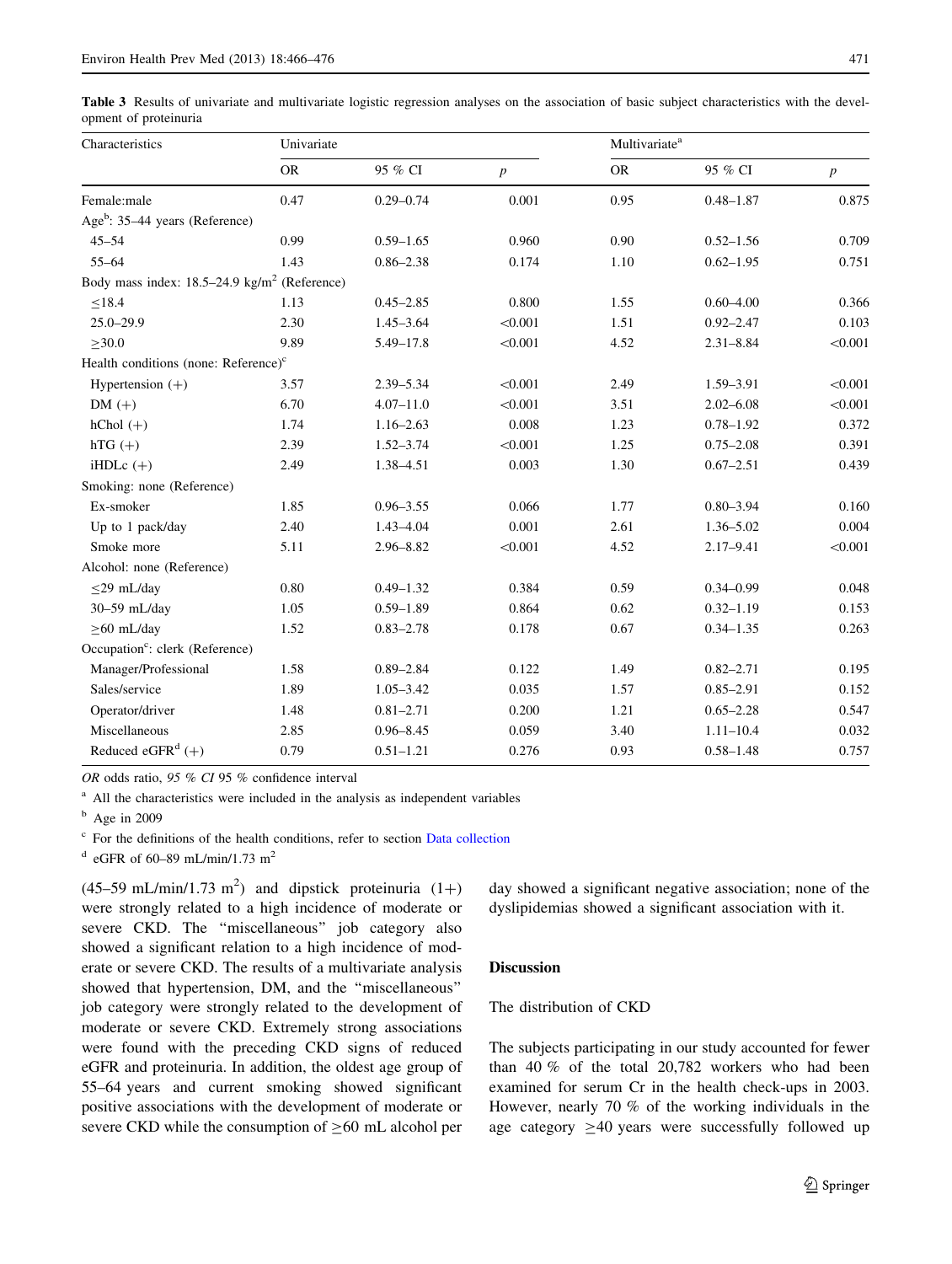**Table 3** Results of univariate and multivariate logistic regression analyses on the association of basic subject characteristics with the development of proteinuria

| Characteristics | Univariate | | | Multivariate[a] | | |
|---|---|---|---|---|---|---|
| | OR | 95 % CI | $p$ | OR | 95 % CI | $p$ |
| Female:male | 0.47 | 0.29–0.74 | 0.001 | 0.95 | 0.48–1.87 | 0.875 |
| Age[b]: 35–44 years (Reference) | | | | | | |
| 45–54 | 0.99 | 0.59–1.65 | 0.960 | 0.90 | 0.52–1.56 | 0.709 |
| 55–64 | 1.43 | 0.86–2.38 | 0.174 | 1.10 | 0.62–1.95 | 0.751 |
| Body mass index: 18.5–24.9 kg/m$^2$ (Reference) | | | | | | |
| ≤18.4 | 1.13 | 0.45–2.85 | 0.800 | 1.55 | 0.60–4.00 | 0.366 |
| 25.0–29.9 | 2.30 | 1.45–3.64 | <0.001 | 1.51 | 0.92–2.47 | 0.103 |
| ≥30.0 | 9.89 | 5.49–17.8 | <0.001 | 4.52 | 2.31–8.84 | <0.001 |
| Health conditions (none: Reference)[c] | | | | | | |
| Hypertension (+) | 3.57 | 2.39–5.34 | <0.001 | 2.49 | 1.59–3.91 | <0.001 |
| DM (+) | 6.70 | 4.07–11.0 | <0.001 | 3.51 | 2.02–6.08 | <0.001 |
| hChol (+) | 1.74 | 1.16–2.63 | 0.008 | 1.23 | 0.78–1.92 | 0.372 |
| hTG (+) | 2.39 | 1.52–3.74 | <0.001 | 1.25 | 0.75–2.08 | 0.391 |
| iHDLc (+) | 2.49 | 1.38–4.51 | 0.003 | 1.30 | 0.67–2.51 | 0.439 |
| Smoking: none (Reference) | | | | | | |
| Ex-smoker | 1.85 | 0.96–3.55 | 0.066 | 1.77 | 0.80–3.94 | 0.160 |
| Up to 1 pack/day | 2.40 | 1.43–4.04 | 0.001 | 2.61 | 1.36–5.02 | 0.004 |
| Smoke more | 5.11 | 2.96–8.82 | <0.001 | 4.52 | 2.17–9.41 | <0.001 |
| Alcohol: none (Reference) | | | | | | |
| ≤29 mL/day | 0.80 | 0.49–1.32 | 0.384 | 0.59 | 0.34–0.99 | 0.048 |
| 30–59 mL/day | 1.05 | 0.59–1.89 | 0.864 | 0.62 | 0.32–1.19 | 0.153 |
| ≥60 mL/day | 1.52 | 0.83–2.78 | 0.178 | 0.67 | 0.34–1.35 | 0.263 |
| Occupation[c]: clerk (Reference) | | | | | | |
| Manager/Professional | 1.58 | 0.89–2.84 | 0.122 | 1.49 | 0.82–2.71 | 0.195 |
| Sales/service | 1.89 | 1.05–3.42 | 0.035 | 1.57 | 0.85–2.91 | 0.152 |
| Operator/driver | 1.48 | 0.81–2.71 | 0.200 | 1.21 | 0.65–2.28 | 0.547 |
| Miscellaneous | 2.85 | 0.96–8.45 | 0.059 | 3.40 | 1.11–10.4 | 0.032 |
| Reduced eGFR[d] (+) | 0.79 | 0.51–1.21 | 0.276 | 0.93 | 0.58–1.48 | 0.757 |

*OR* odds ratio, *95 % CI* 95 % confidence interval

[a] All the characteristics were included in the analysis as independent variables

[b] Age in 2009

[c] For the definitions of the health conditions, refer to section Data collection

[d] eGFR of 60–89 mL/min/1.73 m$^2$

(45–59 mL/min/1.73 m$^2$) and dipstick proteinuria (1+) were strongly related to a high incidence of moderate or severe CKD. The "miscellaneous" job category also showed a significant relation to a high incidence of moderate or severe CKD. The results of a multivariate analysis showed that hypertension, DM, and the "miscellaneous" job category were strongly related to the development of moderate or severe CKD. Extremely strong associations were found with the preceding CKD signs of reduced eGFR and proteinuria. In addition, the oldest age group of 55–64 years and current smoking showed significant positive associations with the development of moderate or severe CKD while the consumption of ≥60 mL alcohol per day showed a significant negative association; none of the dyslipidemias showed a significant association with it.

## Discussion

### The distribution of CKD

The subjects participating in our study accounted for fewer than 40 % of the total 20,782 workers who had been examined for serum Cr in the health check-ups in 2003. However, nearly 70 % of the working individuals in the age category ≥40 years were successfully followed up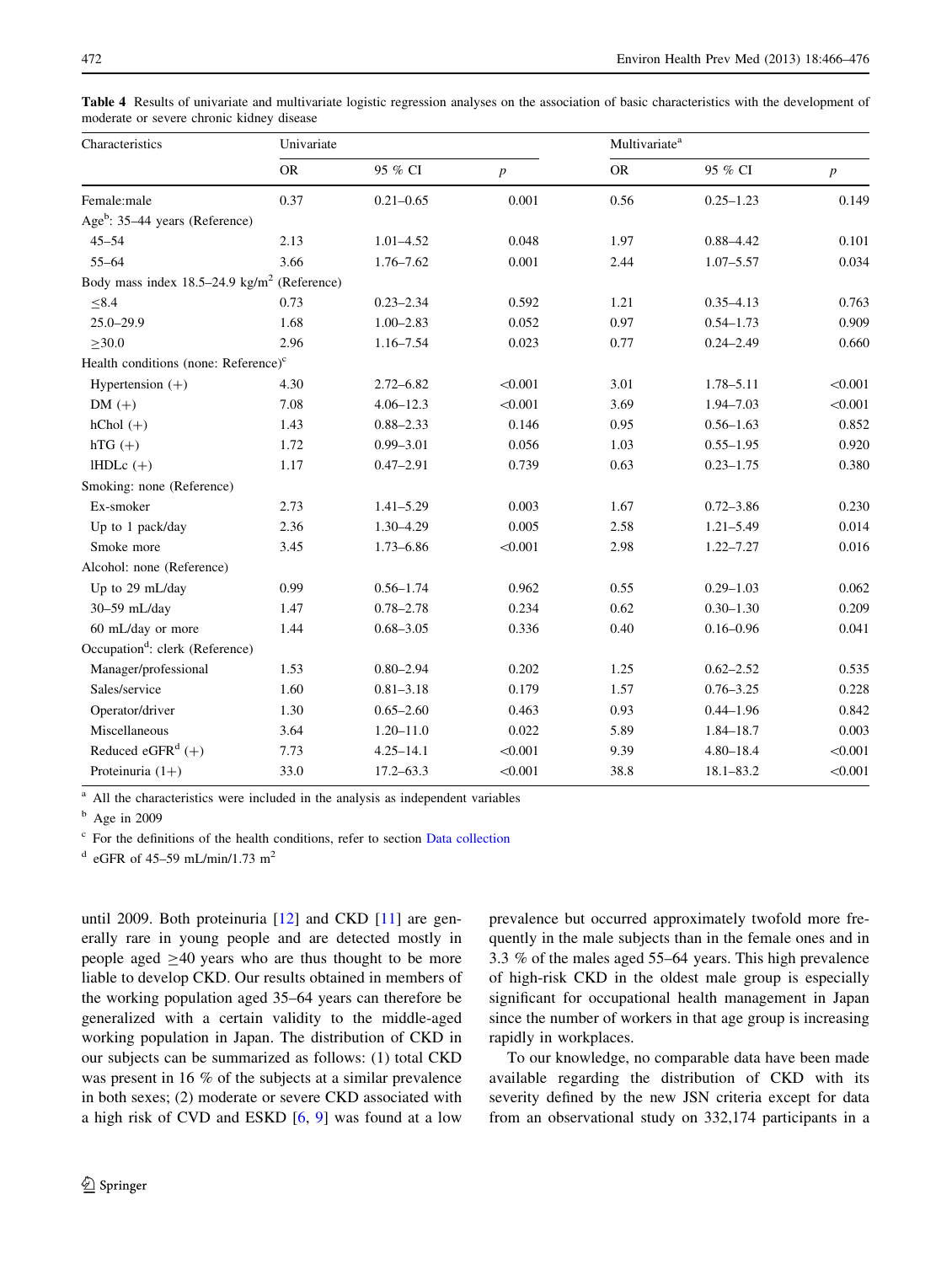**Table 4** Results of univariate and multivariate logistic regression analyses on the association of basic characteristics with the development of moderate or severe chronic kidney disease

| Characteristics | Univariate | | | Multivariate[a] | | |
|---|---|---|---|---|---|---|
| | OR | 95 % CI | *p* | OR | 95 % CI | *p* |
| Female:male | 0.37 | 0.21–0.65 | 0.001 | 0.56 | 0.25–1.23 | 0.149 |
| Age[b]: 35–44 years (Reference) | | | | | | |
| 45–54 | 2.13 | 1.01–4.52 | 0.048 | 1.97 | 0.88–4.42 | 0.101 |
| 55–64 | 3.66 | 1.76–7.62 | 0.001 | 2.44 | 1.07–5.57 | 0.034 |
| Body mass index 18.5–24.9 kg/m$^2$ (Reference) | | | | | | |
| ≤8.4 | 0.73 | 0.23–2.34 | 0.592 | 1.21 | 0.35–4.13 | 0.763 |
| 25.0–29.9 | 1.68 | 1.00–2.83 | 0.052 | 0.97 | 0.54–1.73 | 0.909 |
| ≥30.0 | 2.96 | 1.16–7.54 | 0.023 | 0.77 | 0.24–2.49 | 0.660 |
| Health conditions (none: Reference)[c] | | | | | | |
| Hypertension (+) | 4.30 | 2.72–6.82 | <0.001 | 3.01 | 1.78–5.11 | <0.001 |
| DM (+) | 7.08 | 4.06–12.3 | <0.001 | 3.69 | 1.94–7.03 | <0.001 |
| hChol (+) | 1.43 | 0.88–2.33 | 0.146 | 0.95 | 0.56–1.63 | 0.852 |
| hTG (+) | 1.72 | 0.99–3.01 | 0.056 | 1.03 | 0.55–1.95 | 0.920 |
| lHDLc (+) | 1.17 | 0.47–2.91 | 0.739 | 0.63 | 0.23–1.75 | 0.380 |
| Smoking: none (Reference) | | | | | | |
| Ex-smoker | 2.73 | 1.41–5.29 | 0.003 | 1.67 | 0.72–3.86 | 0.230 |
| Up to 1 pack/day | 2.36 | 1.30–4.29 | 0.005 | 2.58 | 1.21–5.49 | 0.014 |
| Smoke more | 3.45 | 1.73–6.86 | <0.001 | 2.98 | 1.22–7.27 | 0.016 |
| Alcohol: none (Reference) | | | | | | |
| Up to 29 mL/day | 0.99 | 0.56–1.74 | 0.962 | 0.55 | 0.29–1.03 | 0.062 |
| 30–59 mL/day | 1.47 | 0.78–2.78 | 0.234 | 0.62 | 0.30–1.30 | 0.209 |
| 60 mL/day or more | 1.44 | 0.68–3.05 | 0.336 | 0.40 | 0.16–0.96 | 0.041 |
| Occupation[d]: clerk (Reference) | | | | | | |
| Manager/professional | 1.53 | 0.80–2.94 | 0.202 | 1.25 | 0.62–2.52 | 0.535 |
| Sales/service | 1.60 | 0.81–3.18 | 0.179 | 1.57 | 0.76–3.25 | 0.228 |
| Operator/driver | 1.30 | 0.65–2.60 | 0.463 | 0.93 | 0.44–1.96 | 0.842 |
| Miscellaneous | 3.64 | 1.20–11.0 | 0.022 | 5.89 | 1.84–18.7 | 0.003 |
| Reduced eGFR[d] (+) | 7.73 | 4.25–14.1 | <0.001 | 9.39 | 4.80–18.4 | <0.001 |
| Proteinuria (1+) | 33.0 | 17.2–63.3 | <0.001 | 38.8 | 18.1–83.2 | <0.001 |

[a] All the characteristics were included in the analysis as independent variables

[b] Age in 2009

[c] For the definitions of the health conditions, refer to section Data collection

[d] eGFR of 45–59 mL/min/1.73 m$^2$

until 2009. Both proteinuria [12] and CKD [11] are generally rare in young people and are detected mostly in people aged ≥40 years who are thus thought to be more liable to develop CKD. Our results obtained in members of the working population aged 35–64 years can therefore be generalized with a certain validity to the middle-aged working population in Japan. The distribution of CKD in our subjects can be summarized as follows: (1) total CKD was present in 16 % of the subjects at a similar prevalence in both sexes; (2) moderate or severe CKD associated with a high risk of CVD and ESKD [6, 9] was found at a low prevalence but occurred approximately twofold more frequently in the male subjects than in the female ones and in 3.3 % of the males aged 55–64 years. This high prevalence of high-risk CKD in the oldest male group is especially significant for occupational health management in Japan since the number of workers in that age group is increasing rapidly in workplaces.

To our knowledge, no comparable data have been made available regarding the distribution of CKD with its severity defined by the new JSN criteria except for data from an observational study on 332,174 participants in a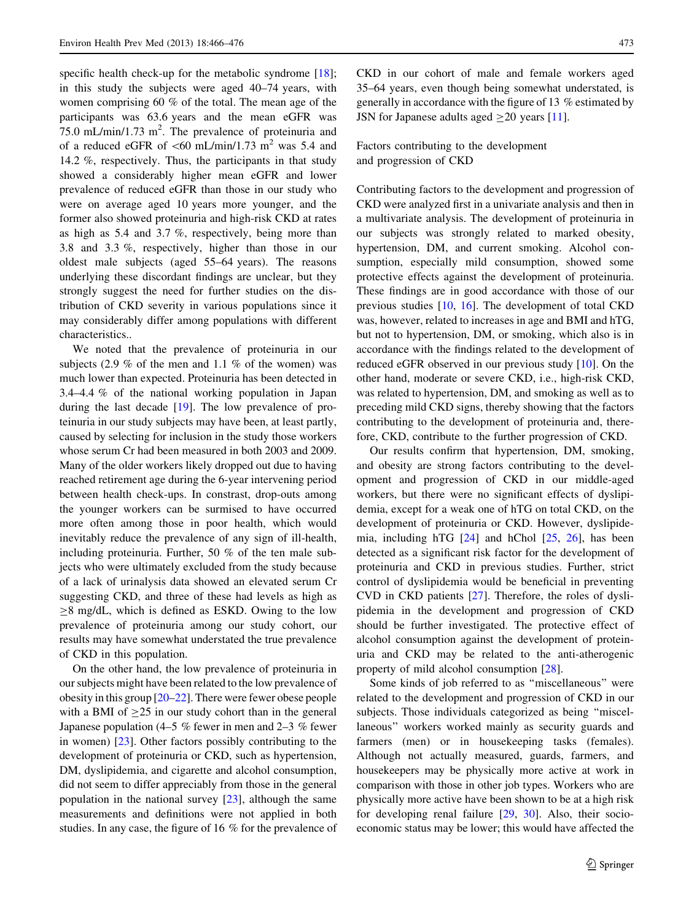specific health check-up for the metabolic syndrome [18]; in this study the subjects were aged 40–74 years, with women comprising 60 % of the total. The mean age of the participants was 63.6 years and the mean eGFR was 75.0 mL/min/1.73 $m^2$. The prevalence of proteinuria and of a reduced eGFR of <60 mL/min/1.73 $m^2$ was 5.4 and 14.2 %, respectively. Thus, the participants in that study showed a considerably higher mean eGFR and lower prevalence of reduced eGFR than those in our study who were on average aged 10 years more younger, and the former also showed proteinuria and high-risk CKD at rates as high as 5.4 and 3.7 %, respectively, being more than 3.8 and 3.3 %, respectively, higher than those in our oldest male subjects (aged 55–64 years). The reasons underlying these discordant findings are unclear, but they strongly suggest the need for further studies on the distribution of CKD severity in various populations since it may considerably differ among populations with different characteristics..

We noted that the prevalence of proteinuria in our subjects (2.9 % of the men and 1.1 % of the women) was much lower than expected. Proteinuria has been detected in 3.4–4.4 % of the national working population in Japan during the last decade [19]. The low prevalence of proteinuria in our study subjects may have been, at least partly, caused by selecting for inclusion in the study those workers whose serum Cr had been measured in both 2003 and 2009. Many of the older workers likely dropped out due to having reached retirement age during the 6-year intervening period between health check-ups. In constrast, drop-outs among the younger workers can be surmised to have occurred more often among those in poor health, which would inevitably reduce the prevalence of any sign of ill-health, including proteinuria. Further, 50 % of the ten male subjects who were ultimately excluded from the study because of a lack of urinalysis data showed an elevated serum Cr suggesting CKD, and three of these had levels as high as ≥8 mg/dL, which is defined as ESKD. Owing to the low prevalence of proteinuria among our study cohort, our results may have somewhat understated the true prevalence of CKD in this population.

On the other hand, the low prevalence of proteinuria in our subjects might have been related to the low prevalence of obesity in this group [20–22]. There were fewer obese people with a BMI of ≥25 in our study cohort than in the general Japanese population (4–5 % fewer in men and 2–3 % fewer in women) [23]. Other factors possibly contributing to the development of proteinuria or CKD, such as hypertension, DM, dyslipidemia, and cigarette and alcohol consumption, did not seem to differ appreciably from those in the general population in the national survey [23], although the same measurements and definitions were not applied in both studies. In any case, the figure of 16 % for the prevalence of CKD in our cohort of male and female workers aged 35–64 years, even though being somewhat understated, is generally in accordance with the figure of 13 % estimated by JSN for Japanese adults aged ≥20 years [11].

## Factors contributing to the development and progression of CKD

Contributing factors to the development and progression of CKD were analyzed first in a univariate analysis and then in a multivariate analysis. The development of proteinuria in our subjects was strongly related to marked obesity, hypertension, DM, and current smoking. Alcohol consumption, especially mild consumption, showed some protective effects against the development of proteinuria. These findings are in good accordance with those of our previous studies [10, 16]. The development of total CKD was, however, related to increases in age and BMI and hTG, but not to hypertension, DM, or smoking, which also is in accordance with the findings related to the development of reduced eGFR observed in our previous study [10]. On the other hand, moderate or severe CKD, i.e., high-risk CKD, was related to hypertension, DM, and smoking as well as to preceding mild CKD signs, thereby showing that the factors contributing to the development of proteinuria and, therefore, CKD, contribute to the further progression of CKD.

Our results confirm that hypertension, DM, smoking, and obesity are strong factors contributing to the development and progression of CKD in our middle-aged workers, but there were no significant effects of dyslipidemia, except for a weak one of hTG on total CKD, on the development of proteinuria or CKD. However, dyslipidemia, including hTG [24] and hChol [25, 26], has been detected as a significant risk factor for the development of proteinuria and CKD in previous studies. Further, strict control of dyslipidemia would be beneficial in preventing CVD in CKD patients [27]. Therefore, the roles of dyslipidemia in the development and progression of CKD should be further investigated. The protective effect of alcohol consumption against the development of proteinuria and CKD may be related to the anti-atherogenic property of mild alcohol consumption [28].

Some kinds of job referred to as "miscellaneous" were related to the development and progression of CKD in our subjects. Those individuals categorized as being "miscellaneous" workers worked mainly as security guards and farmers (men) or in housekeeping tasks (females). Although not actually measured, guards, farmers, and housekeepers may be physically more active at work in comparison with those in other job types. Workers who are physically more active have been shown to be at a high risk for developing renal failure [29, 30]. Also, their socioeconomic status may be lower; this would have affected the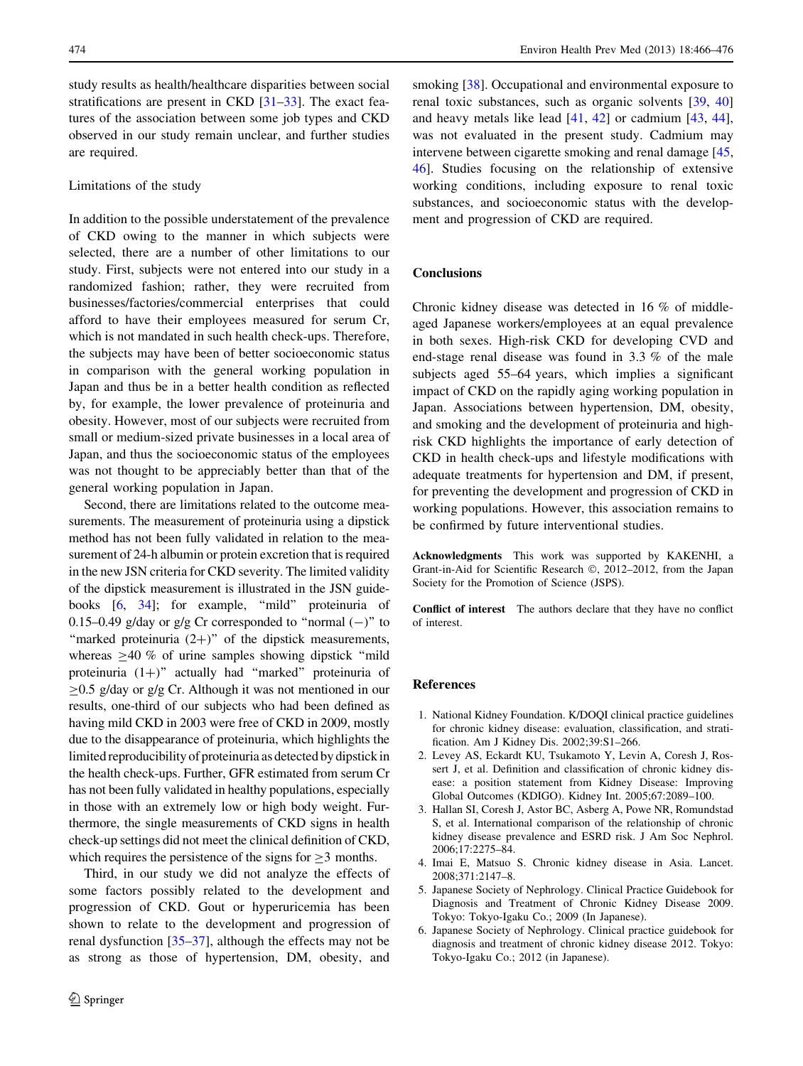study results as health/healthcare disparities between social stratifications are present in CKD [31–33]. The exact features of the association between some job types and CKD observed in our study remain unclear, and further studies are required.

### Limitations of the study

In addition to the possible understatement of the prevalence of CKD owing to the manner in which subjects were selected, there are a number of other limitations to our study. First, subjects were not entered into our study in a randomized fashion; rather, they were recruited from businesses/factories/commercial enterprises that could afford to have their employees measured for serum Cr, which is not mandated in such health check-ups. Therefore, the subjects may have been of better socioeconomic status in comparison with the general working population in Japan and thus be in a better health condition as reflected by, for example, the lower prevalence of proteinuria and obesity. However, most of our subjects were recruited from small or medium-sized private businesses in a local area of Japan, and thus the socioeconomic status of the employees was not thought to be appreciably better than that of the general working population in Japan.

Second, there are limitations related to the outcome measurements. The measurement of proteinuria using a dipstick method has not been fully validated in relation to the measurement of 24-h albumin or protein excretion that is required in the new JSN criteria for CKD severity. The limited validity of the dipstick measurement is illustrated in the JSN guidebooks [6, 34]; for example, "mild" proteinuria of 0.15–0.49 g/day or g/g Cr corresponded to "normal (−)" to "marked proteinuria (2+)" of the dipstick measurements, whereas $\geq$40 % of urine samples showing dipstick "mild proteinuria (1+)" actually had "marked" proteinuria of $\geq$0.5 g/day or g/g Cr. Although it was not mentioned in our results, one-third of our subjects who had been defined as having mild CKD in 2003 were free of CKD in 2009, mostly due to the disappearance of proteinuria, which highlights the limited reproducibility of proteinuria as detected by dipstick in the health check-ups. Further, GFR estimated from serum Cr has not been fully validated in healthy populations, especially in those with an extremely low or high body weight. Furthermore, the single measurements of CKD signs in health check-up settings did not meet the clinical definition of CKD, which requires the persistence of the signs for $\geq$3 months.

Third, in our study we did not analyze the effects of some factors possibly related to the development and progression of CKD. Gout or hyperuricemia has been shown to relate to the development and progression of renal dysfunction [35–37], although the effects may not be as strong as those of hypertension, DM, obesity, and smoking [38]. Occupational and environmental exposure to renal toxic substances, such as organic solvents [39, 40] and heavy metals like lead [41, 42] or cadmium [43, 44], was not evaluated in the present study. Cadmium may intervene between cigarette smoking and renal damage [45, 46]. Studies focusing on the relationship of extensive working conditions, including exposure to renal toxic substances, and socioeconomic status with the development and progression of CKD are required.

## Conclusions

Chronic kidney disease was detected in 16 % of middle-aged Japanese workers/employees at an equal prevalence in both sexes. High-risk CKD for developing CVD and end-stage renal disease was found in 3.3 % of the male subjects aged 55–64 years, which implies a significant impact of CKD on the rapidly aging working population in Japan. Associations between hypertension, DM, obesity, and smoking and the development of proteinuria and high-risk CKD highlights the importance of early detection of CKD in health check-ups and lifestyle modifications with adequate treatments for hypertension and DM, if present, for preventing the development and progression of CKD in working populations. However, this association remains to be confirmed by future interventional studies.

**Acknowledgments** This work was supported by KAKENHI, a Grant-in-Aid for Scientific Research ©, 2012–2012, from the Japan Society for the Promotion of Science (JSPS).

**Conflict of interest** The authors declare that they have no conflict of interest.

## References

1. National Kidney Foundation. K/DOQI clinical practice guidelines for chronic kidney disease: evaluation, classification, and stratification. Am J Kidney Dis. 2002;39:S1–266.
2. Levey AS, Eckardt KU, Tsukamoto Y, Levin A, Coresh J, Rossert J, et al. Definition and classification of chronic kidney disease: a position statement from Kidney Disease: Improving Global Outcomes (KDIGO). Kidney Int. 2005;67:2089–100.
3. Hallan SI, Coresh J, Astor BC, Asberg A, Powe NR, Romundstad S, et al. International comparison of the relationship of chronic kidney disease prevalence and ESRD risk. J Am Soc Nephrol. 2006;17:2275–84.
4. Imai E, Matsuo S. Chronic kidney disease in Asia. Lancet. 2008;371:2147–8.
5. Japanese Society of Nephrology. Clinical Practice Guidebook for Diagnosis and Treatment of Chronic Kidney Disease 2009. Tokyo: Tokyo-Igaku Co.; 2009 (In Japanese).
6. Japanese Society of Nephrology. Clinical practice guidebook for diagnosis and treatment of chronic kidney disease 2012. Tokyo: Tokyo-Igaku Co.; 2012 (in Japanese).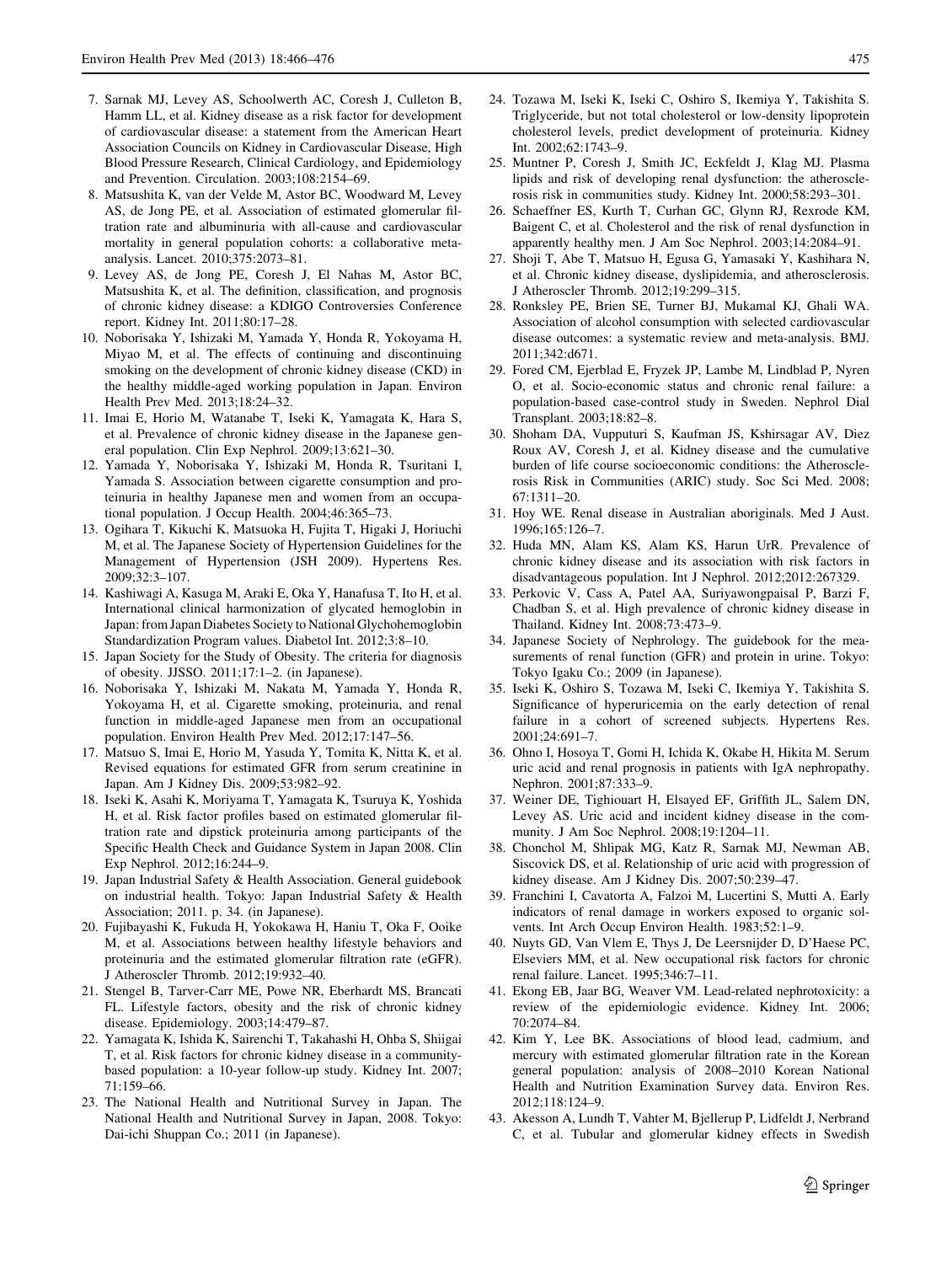7. Sarnak MJ, Levey AS, Schoolwerth AC, Coresh J, Culleton B, Hamm LL, et al. Kidney disease as a risk factor for development of cardiovascular disease: a statement from the American Heart Association Councils on Kidney in Cardiovascular Disease, High Blood Pressure Research, Clinical Cardiology, and Epidemiology and Prevention. Circulation. 2003;108:2154–69.
8. Matsushita K, van der Velde M, Astor BC, Woodward M, Levey AS, de Jong PE, et al. Association of estimated glomerular filtration rate and albuminuria with all-cause and cardiovascular mortality in general population cohorts: a collaborative meta-analysis. Lancet. 2010;375:2073–81.
9. Levey AS, de Jong PE, Coresh J, El Nahas M, Astor BC, Matsushita K, et al. The definition, classification, and prognosis of chronic kidney disease: a KDIGO Controversies Conference report. Kidney Int. 2011;80:17–28.
10. Noborisaka Y, Ishizaki M, Yamada Y, Honda R, Yokoyama H, Miyao M, et al. The effects of continuing and discontinuing smoking on the development of chronic kidney disease (CKD) in the healthy middle-aged working population in Japan. Environ Health Prev Med. 2013;18:24–32.
11. Imai E, Horio M, Watanabe T, Iseki K, Yamagata K, Hara S, et al. Prevalence of chronic kidney disease in the Japanese general population. Clin Exp Nephrol. 2009;13:621–30.
12. Yamada Y, Noborisaka Y, Ishizaki M, Honda R, Tsuritani I, Yamada S. Association between cigarette consumption and proteinuria in healthy Japanese men and women from an occupational population. J Occup Health. 2004;46:365–73.
13. Ogihara T, Kikuchi K, Matsuoka H, Fujita T, Higaki J, Horiuchi M, et al. The Japanese Society of Hypertension Guidelines for the Management of Hypertension (JSH 2009). Hypertens Res. 2009;32:3–107.
14. Kashiwagi A, Kasuga M, Araki E, Oka Y, Hanafusa T, Ito H, et al. International clinical harmonization of glycated hemoglobin in Japan: from Japan Diabetes Society to National Glychohemoglobin Standardization Program values. Diabetol Int. 2012;3:8–10.
15. Japan Society for the Study of Obesity. The criteria for diagnosis of obesity. JJSSO. 2011;17:1–2. (in Japanese).
16. Noborisaka Y, Ishizaki M, Nakata M, Yamada Y, Honda R, Yokoyama H, et al. Cigarette smoking, proteinuria, and renal function in middle-aged Japanese men from an occupational population. Environ Health Prev Med. 2012;17:147–56.
17. Matsuo S, Imai E, Horio M, Yasuda Y, Tomita K, Nitta K, et al. Revised equations for estimated GFR from serum creatinine in Japan. Am J Kidney Dis. 2009;53:982–92.
18. Iseki K, Asahi K, Moriyama T, Yamagata K, Tsuruya K, Yoshida H, et al. Risk factor profiles based on estimated glomerular filtration rate and dipstick proteinuria among participants of the Specific Health Check and Guidance System in Japan 2008. Clin Exp Nephrol. 2012;16:244–9.
19. Japan Industrial Safety & Health Association. General guidebook on industrial health. Tokyo: Japan Industrial Safety & Health Association; 2011. p. 34. (in Japanese).
20. Fujibayashi K, Fukuda H, Yokokawa H, Haniu T, Oka F, Ooike M, et al. Associations between healthy lifestyle behaviors and proteinuria and the estimated glomerular filtration rate (eGFR). J Atheroscler Thromb. 2012;19:932–40.
21. Stengel B, Tarver-Carr ME, Powe NR, Eberhardt MS, Brancati FL. Lifestyle factors, obesity and the risk of chronic kidney disease. Epidemiology. 2003;14:479–87.
22. Yamagata K, Ishida K, Sairenchi T, Takahashi H, Ohba S, Shiigai T, et al. Risk factors for chronic kidney disease in a community-based population: a 10-year follow-up study. Kidney Int. 2007;71:159–66.
23. The National Health and Nutritional Survey in Japan. The National Health and Nutritional Survey in Japan, 2008. Tokyo: Dai-ichi Shuppan Co.; 2011 (in Japanese).
24. Tozawa M, Iseki K, Iseki C, Oshiro S, Ikemiya Y, Takishita S. Triglyceride, but not total cholesterol or low-density lipoprotein cholesterol levels, predict development of proteinuria. Kidney Int. 2002;62:1743–9.
25. Muntner P, Coresh J, Smith JC, Eckfeldt J, Klag MJ. Plasma lipids and risk of developing renal dysfunction: the atherosclerosis risk in communities study. Kidney Int. 2000;58:293–301.
26. Schaeffner ES, Kurth T, Curhan GC, Glynn RJ, Rexrode KM, Baigent C, et al. Cholesterol and the risk of renal dysfunction in apparently healthy men. J Am Soc Nephrol. 2003;14:2084–91.
27. Shoji T, Abe T, Matsuo H, Egusa G, Yamasaki Y, Kashihara N, et al. Chronic kidney disease, dyslipidemia, and atherosclerosis. J Atheroscler Thromb. 2012;19:299–315.
28. Ronksley PE, Brien SE, Turner BJ, Mukamal KJ, Ghali WA. Association of alcohol consumption with selected cardiovascular disease outcomes: a systematic review and meta-analysis. BMJ. 2011;342:d671.
29. Fored CM, Ejerblad E, Fryzek JP, Lambe M, Lindblad P, Nyren O, et al. Socio-economic status and chronic renal failure: a population-based case-control study in Sweden. Nephrol Dial Transplant. 2003;18:82–8.
30. Shoham DA, Vupputuri S, Kaufman JS, Kshirsagar AV, Diez Roux AV, Coresh J, et al. Kidney disease and the cumulative burden of life course socioeconomic conditions: the Atherosclerosis Risk in Communities (ARIC) study. Soc Sci Med. 2008;67:1311–20.
31. Hoy WE. Renal disease in Australian aboriginals. Med J Aust. 1996;165:126–7.
32. Huda MN, Alam KS, Alam KS, Harun UrR. Prevalence of chronic kidney disease and its association with risk factors in disadvantageous population. Int J Nephrol. 2012;2012:267329.
33. Perkovic V, Cass A, Patel AA, Suriyawongpaisal P, Barzi F, Chadban S, et al. High prevalence of chronic kidney disease in Thailand. Kidney Int. 2008;73:473–9.
34. Japanese Society of Nephrology. The guidebook for the measurements of renal function (GFR) and protein in urine. Tokyo: Tokyo Igaku Co.; 2009 (in Japanese).
35. Iseki K, Oshiro S, Tozawa M, Iseki C, Ikemiya Y, Takishita S. Significance of hyperuricemia on the early detection of renal failure in a cohort of screened subjects. Hypertens Res. 2001;24:691–7.
36. Ohno I, Hosoya T, Gomi H, Ichida K, Okabe H, Hikita M. Serum uric acid and renal prognosis in patients with IgA nephropathy. Nephron. 2001;87:333–9.
37. Weiner DE, Tighiouart H, Elsayed EF, Griffith JL, Salem DN, Levey AS. Uric acid and incident kidney disease in the community. J Am Soc Nephrol. 2008;19:1204–11.
38. Chonchol M, Shlipak MG, Katz R, Sarnak MJ, Newman AB, Siscovick DS, et al. Relationship of uric acid with progression of kidney disease. Am J Kidney Dis. 2007;50:239–47.
39. Franchini I, Cavatorta A, Falzoi M, Lucertini S, Mutti A. Early indicators of renal damage in workers exposed to organic solvents. Int Arch Occup Environ Health. 1983;52:1–9.
40. Nuyts GD, Van Vlem E, Thys J, De Leersnijder D, D'Haese PC, Elseviers MM, et al. New occupational risk factors for chronic renal failure. Lancet. 1995;346:7–11.
41. Ekong EB, Jaar BG, Weaver VM. Lead-related nephrotoxicity: a review of the epidemiologic evidence. Kidney Int. 2006;70:2074–84.
42. Kim Y, Lee BK. Associations of blood lead, cadmium, and mercury with estimated glomerular filtration rate in the Korean general population: analysis of 2008–2010 Korean National Health and Nutrition Examination Survey data. Environ Res. 2012;118:124–9.
43. Akesson A, Lundh T, Vahter M, Bjellerup P, Lidfeldt J, Nerbrand C, et al. Tubular and glomerular kidney effects in Swedish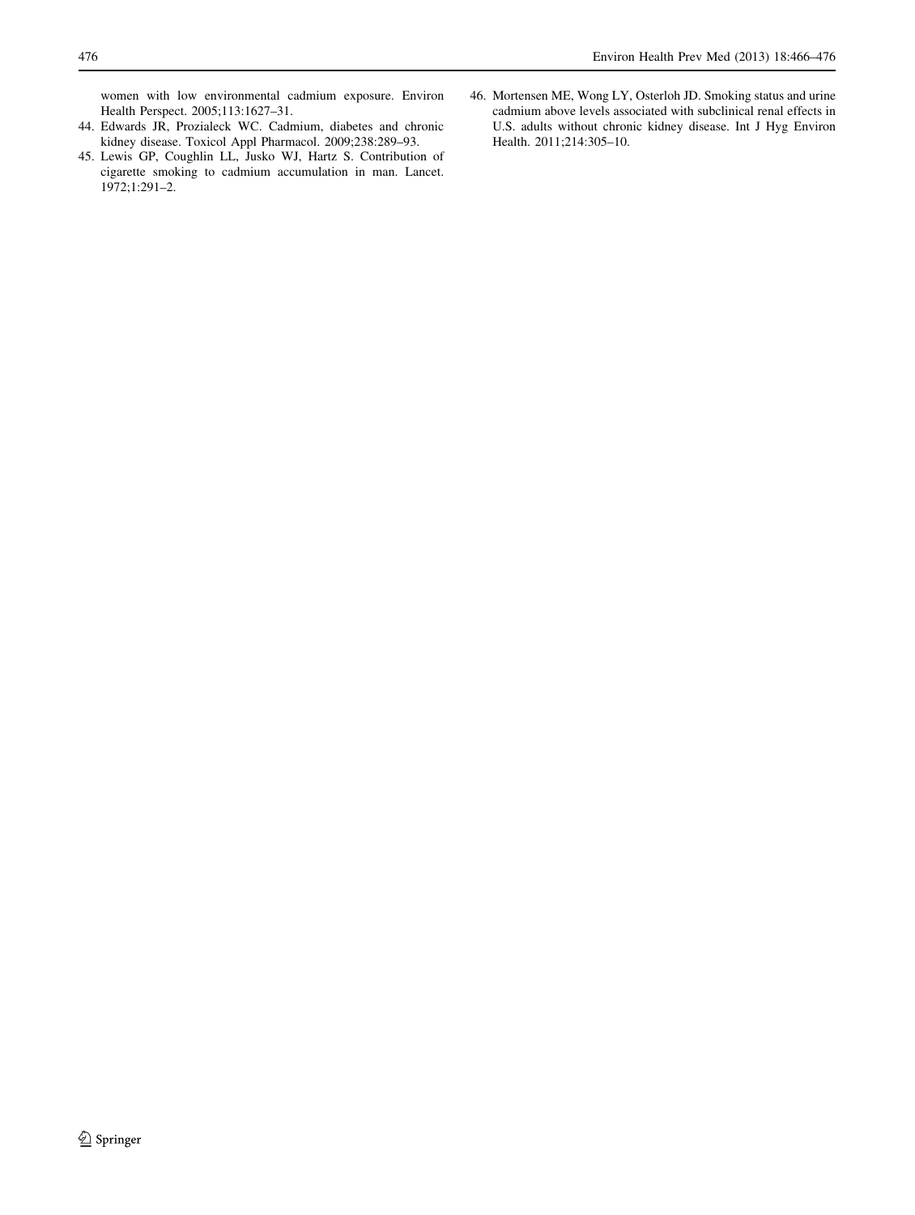women with low environmental cadmium exposure. Environ Health Perspect. 2005;113:1627–31.

44. Edwards JR, Prozialeck WC. Cadmium, diabetes and chronic kidney disease. Toxicol Appl Pharmacol. 2009;238:289–93.
45. Lewis GP, Coughlin LL, Jusko WJ, Hartz S. Contribution of cigarette smoking to cadmium accumulation in man. Lancet. 1972;1:291–2.
46. Mortensen ME, Wong LY, Osterloh JD. Smoking status and urine cadmium above levels associated with subclinical renal effects in U.S. adults without chronic kidney disease. Int J Hyg Environ Health. 2011;214:305–10.